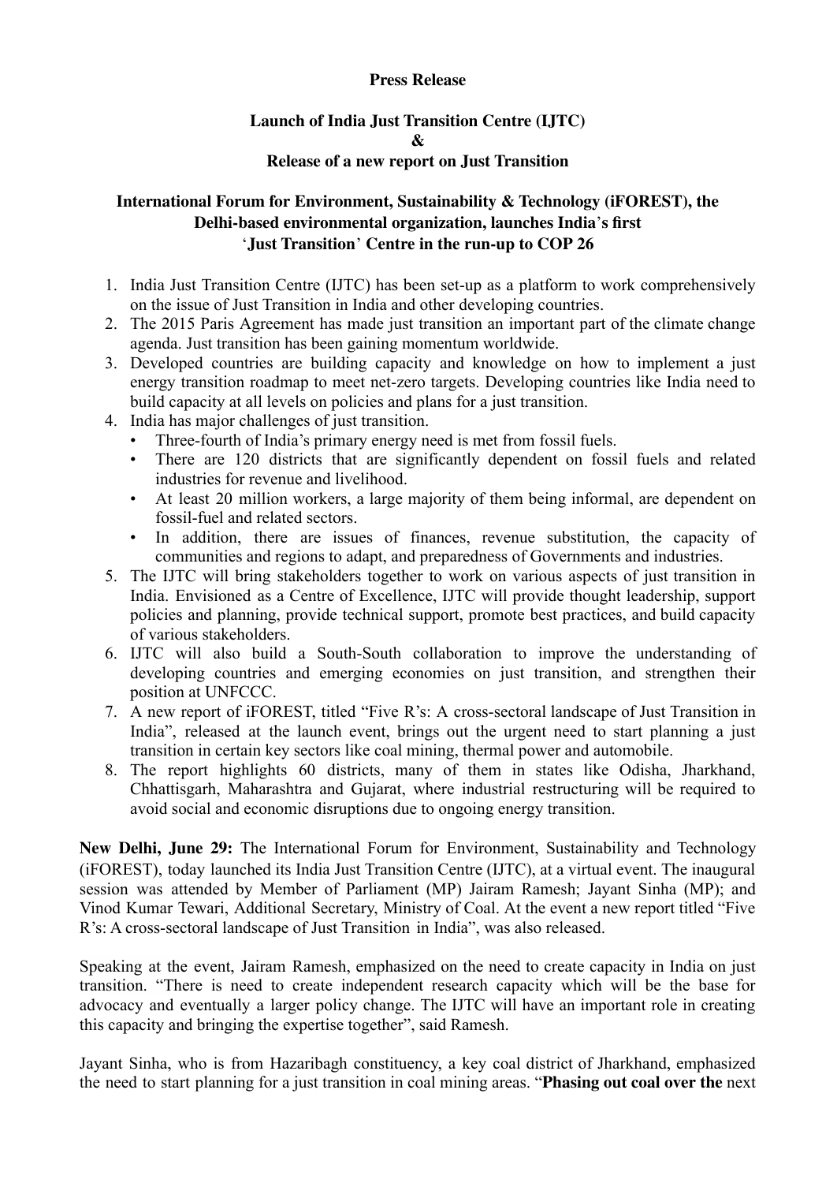**Press Release**

**Launch of India Just Transition Centre (IJTC)**
**&**
**Release of a new report on Just Transition**

**International Forum for Environment, Sustainability & Technology (iFOREST), the Delhi-based environmental organization, launches India's first 'Just Transition' Centre in the run-up to COP 26**

1. India Just Transition Centre (IJTC) has been set-up as a platform to work comprehensively on the issue of Just Transition in India and other developing countries.
2. The 2015 Paris Agreement has made just transition an important part of the climate change agenda. Just transition has been gaining momentum worldwide.
3. Developed countries are building capacity and knowledge on how to implement a just energy transition roadmap to meet net-zero targets. Developing countries like India need to build capacity at all levels on policies and plans for a just transition.
4. India has major challenges of just transition.
   - Three-fourth of India's primary energy need is met from fossil fuels.
   - There are 120 districts that are significantly dependent on fossil fuels and related industries for revenue and livelihood.
   - At least 20 million workers, a large majority of them being informal, are dependent on fossil-fuel and related sectors.
   - In addition, there are issues of finances, revenue substitution, the capacity of communities and regions to adapt, and preparedness of Governments and industries.
5. The IJTC will bring stakeholders together to work on various aspects of just transition in India. Envisioned as a Centre of Excellence, IJTC will provide thought leadership, support policies and planning, provide technical support, promote best practices, and build capacity of various stakeholders.
6. IJTC will also build a South-South collaboration to improve the understanding of developing countries and emerging economies on just transition, and strengthen their position at UNFCCC.
7. A new report of iFOREST, titled "Five R's: A cross-sectoral landscape of Just Transition in India", released at the launch event, brings out the urgent need to start planning a just transition in certain key sectors like coal mining, thermal power and automobile.
8. The report highlights 60 districts, many of them in states like Odisha, Jharkhand, Chhattisgarh, Maharashtra and Gujarat, where industrial restructuring will be required to avoid social and economic disruptions due to ongoing energy transition.

**New Delhi, June 29:** The International Forum for Environment, Sustainability and Technology (iFOREST), today launched its India Just Transition Centre (IJTC), at a virtual event. The inaugural session was attended by Member of Parliament (MP) Jairam Ramesh; Jayant Sinha (MP); and Vinod Kumar Tewari, Additional Secretary, Ministry of Coal. At the event a new report titled "Five R's: A cross-sectoral landscape of Just Transition in India", was also released.

Speaking at the event, Jairam Ramesh, emphasized on the need to create capacity in India on just transition. "There is need to create independent research capacity which will be the base for advocacy and eventually a larger policy change. The IJTC will have an important role in creating this capacity and bringing the expertise together", said Ramesh.

Jayant Sinha, who is from Hazaribagh constituency, a key coal district of Jharkhand, emphasized the need to start planning for a just transition in coal mining areas. "**Phasing out coal over the** next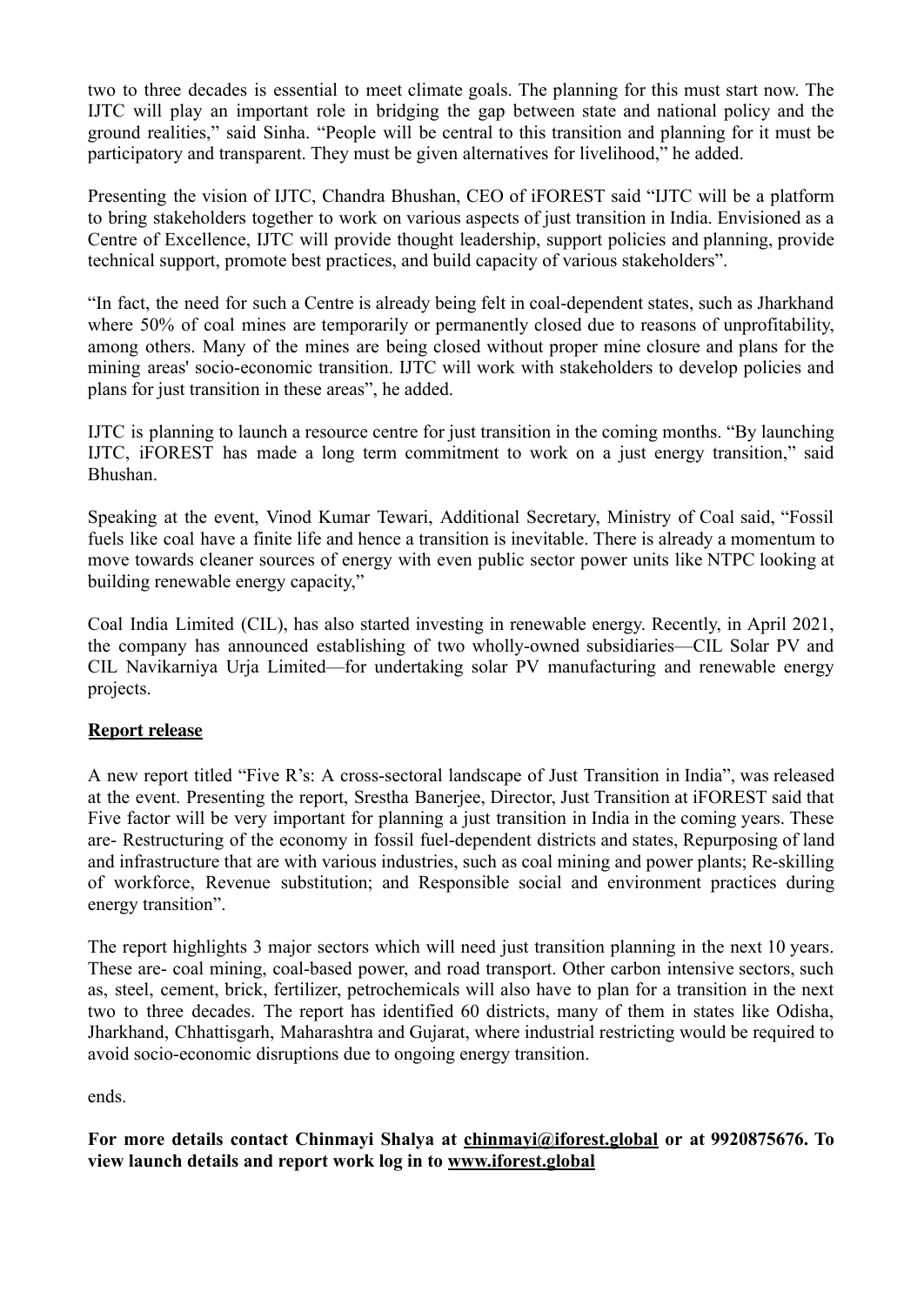two to three decades is essential to meet climate goals. The planning for this must start now. The IJTC will play an important role in bridging the gap between state and national policy and the ground realities," said Sinha. "People will be central to this transition and planning for it must be participatory and transparent. They must be given alternatives for livelihood," he added.

Presenting the vision of IJTC, Chandra Bhushan, CEO of iFOREST said "IJTC will be a platform to bring stakeholders together to work on various aspects of just transition in India. Envisioned as a Centre of Excellence, IJTC will provide thought leadership, support policies and planning, provide technical support, promote best practices, and build capacity of various stakeholders".

"In fact, the need for such a Centre is already being felt in coal-dependent states, such as Jharkhand where 50% of coal mines are temporarily or permanently closed due to reasons of unprofitability, among others. Many of the mines are being closed without proper mine closure and plans for the mining areas' socio-economic transition. IJTC will work with stakeholders to develop policies and plans for just transition in these areas", he added.

IJTC is planning to launch a resource centre for just transition in the coming months. "By launching IJTC, iFOREST has made a long term commitment to work on a just energy transition," said Bhushan.

Speaking at the event, Vinod Kumar Tewari, Additional Secretary, Ministry of Coal said, "Fossil fuels like coal have a finite life and hence a transition is inevitable. There is already a momentum to move towards cleaner sources of energy with even public sector power units like NTPC looking at building renewable energy capacity,"

Coal India Limited (CIL), has also started investing in renewable energy. Recently, in April 2021, the company has announced establishing of two wholly-owned subsidiaries—CIL Solar PV and CIL Navikarniya Urja Limited—for undertaking solar PV manufacturing and renewable energy projects.

**Report release**

A new report titled "Five R's: A cross-sectoral landscape of Just Transition in India", was released at the event. Presenting the report, Srestha Banerjee, Director, Just Transition at iFOREST said that Five factor will be very important for planning a just transition in India in the coming years. These are- Restructuring of the economy in fossil fuel-dependent districts and states, Repurposing of land and infrastructure that are with various industries, such as coal mining and power plants; Re-skilling of workforce, Revenue substitution; and Responsible social and environment practices during energy transition".

The report highlights 3 major sectors which will need just transition planning in the next 10 years. These are- coal mining, coal-based power, and road transport. Other carbon intensive sectors, such as, steel, cement, brick, fertilizer, petrochemicals will also have to plan for a transition in the next two to three decades. The report has identified 60 districts, many of them in states like Odisha, Jharkhand, Chhattisgarh, Maharashtra and Gujarat, where industrial restricting would be required to avoid socio-economic disruptions due to ongoing energy transition.

ends.

**For more details contact Chinmayi Shalya at chinmayi@iforest.global or at 9920875676. To view launch details and report work log in to www.iforest.global**